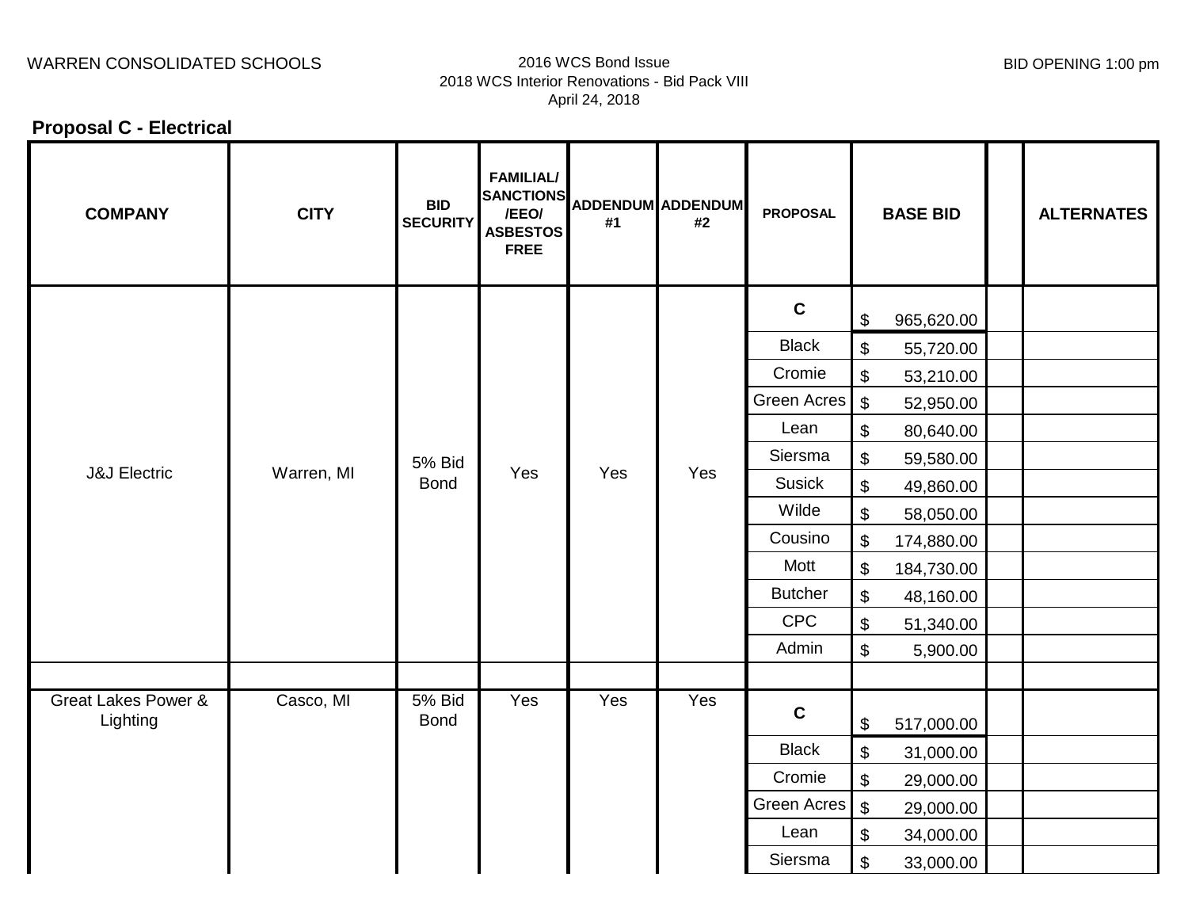WARREN CONSOLIDATED SCHOOLS

2016 WCS Bond Issue
2018 WCS Interior Renovations - Bid Pack VIII
April 24, 2018

BID OPENING 1:00 pm

**Proposal C - Electrical**

| COMPANY | CITY | BID SECURITY | FAMILIAL/ SANCTIONS /EEO/ ASBESTOS FREE | ADDENDUM #1 | ADDENDUM #2 | PROPOSAL | BASE BID | | ALTERNATES |
|---|---|---|---|---|---|---|---|---|---|
| J&J Electric | Warren, MI | 5% Bid Bond | Yes | Yes | Yes | C | $ 965,620.00 | | |
| | | | | | | Black | $ 55,720.00 | | |
| | | | | | | Cromie | $ 53,210.00 | | |
| | | | | | | Green Acres | $ 52,950.00 | | |
| | | | | | | Lean | $ 80,640.00 | | |
| | | | | | | Siersma | $ 59,580.00 | | |
| | | | | | | Susick | $ 49,860.00 | | |
| | | | | | | Wilde | $ 58,050.00 | | |
| | | | | | | Cousino | $ 174,880.00 | | |
| | | | | | | Mott | $ 184,730.00 | | |
| | | | | | | Butcher | $ 48,160.00 | | |
| | | | | | | CPC | $ 51,340.00 | | |
| | | | | | | Admin | $ 5,900.00 | | |
| | | | | | | | | | |
| Great Lakes Power & Lighting | Casco, MI | 5% Bid Bond | Yes | Yes | Yes | C | $ 517,000.00 | | |
| | | | | | | Black | $ 31,000.00 | | |
| | | | | | | Cromie | $ 29,000.00 | | |
| | | | | | | Green Acres | $ 29,000.00 | | |
| | | | | | | Lean | $ 34,000.00 | | |
| | | | | | | Siersma | $ 33,000.00 | | |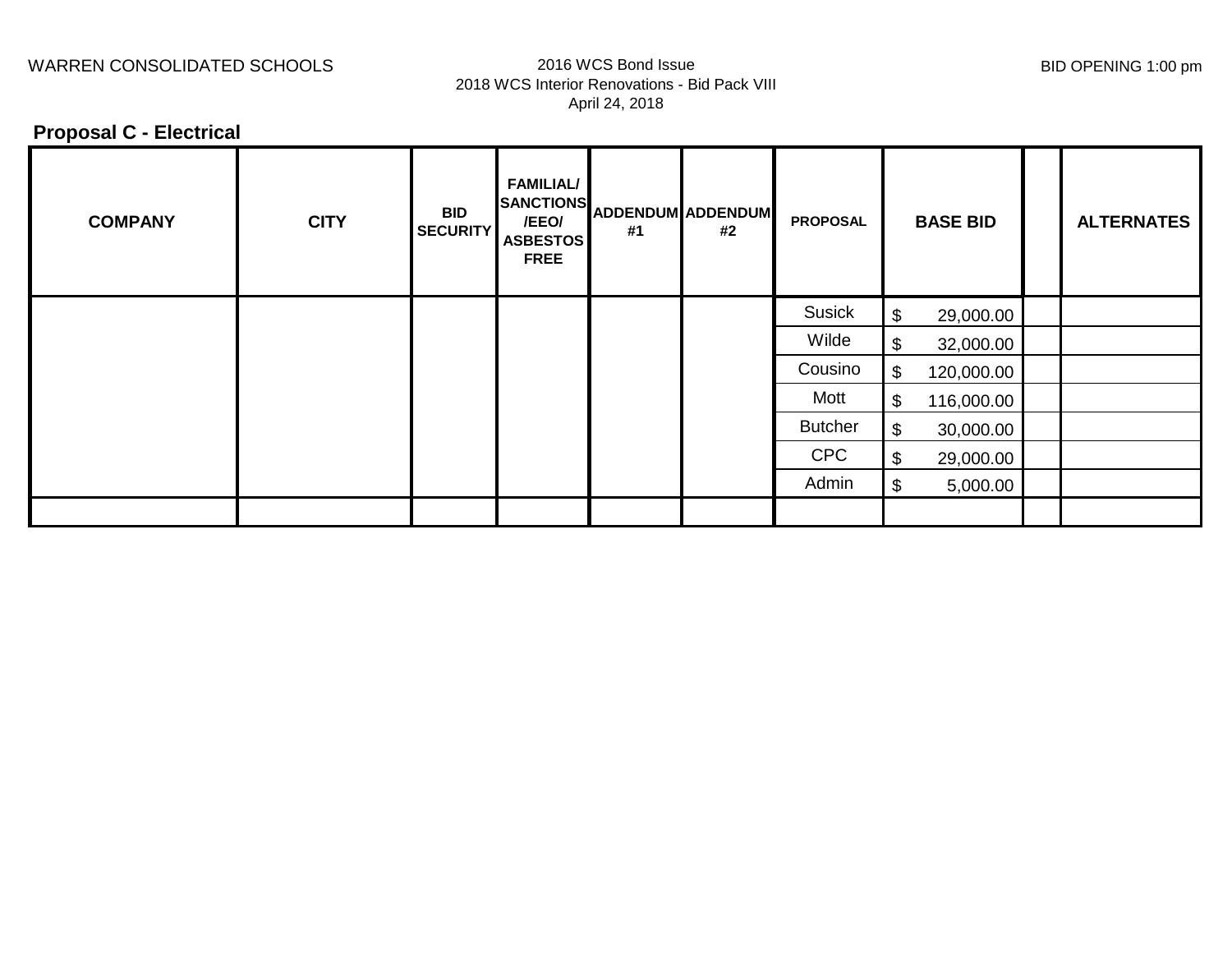WARREN CONSOLIDATED SCHOOLS

2016 WCS Bond Issue
2018 WCS Interior Renovations - Bid Pack VIII
April 24, 2018

BID OPENING 1:00 pm

**Proposal C - Electrical**

| COMPANY | CITY | BID SECURITY | FAMILIAL/ SANCTIONS /EEO/ ASBESTOS FREE | ADDENDUM #1 | ADDENDUM #2 | PROPOSAL | BASE BID | | ALTERNATES |
|---|---|---|---|---|---|---|---|---|---|
| | | | | | | Susick | $ 29,000.00 | | |
| | | | | | | Wilde | $ 32,000.00 | | |
| | | | | | | Cousino | $ 120,000.00 | | |
| | | | | | | Mott | $ 116,000.00 | | |
| | | | | | | Butcher | $ 30,000.00 | | |
| | | | | | | CPC | $ 29,000.00 | | |
| | | | | | | Admin | $ 5,000.00 | | |
| | | | | | | | | | |